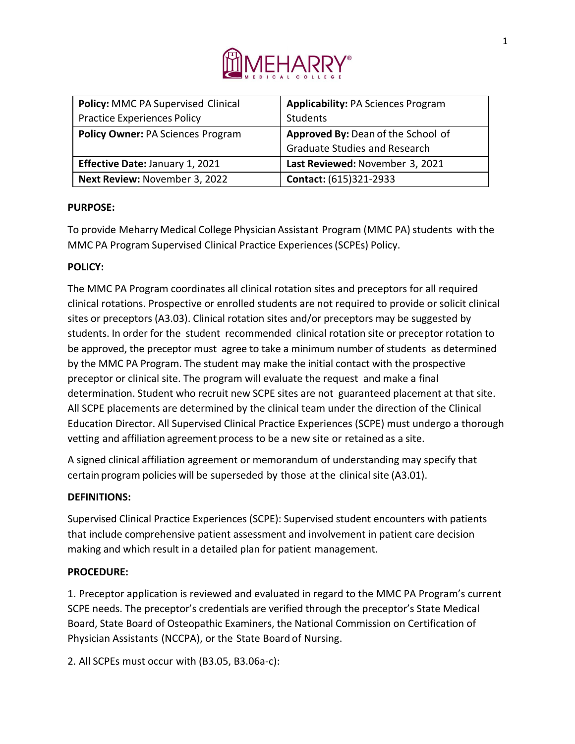| | |
|---|---|
| **Policy:** MMC PA Supervised Clinical Practice Experiences Policy | **Applicability:** PA Sciences Program Students |
| **Policy Owner:** PA Sciences Program | **Approved By:** Dean of the School of Graduate Studies and Research |
| **Effective Date:** January 1, 2021 | **Last Reviewed:** November 3, 2021 |
| **Next Review:** November 3, 2022 | **Contact:** (615)321-2933 |

**PURPOSE:**

To provide Meharry Medical College Physician Assistant Program (MMC PA) students with the MMC PA Program Supervised Clinical Practice Experiences (SCPEs) Policy.

**POLICY:**

The MMC PA Program coordinates all clinical rotation sites and preceptors for all required clinical rotations. Prospective or enrolled students are not required to provide or solicit clinical sites or preceptors (A3.03). Clinical rotation sites and/or preceptors may be suggested by students. In order for the student recommended clinical rotation site or preceptor rotation to be approved, the preceptor must agree to take a minimum number of students as determined by the MMC PA Program. The student may make the initial contact with the prospective preceptor or clinical site. The program will evaluate the request and make a final determination. Student who recruit new SCPE sites are not guaranteed placement at that site. All SCPE placements are determined by the clinical team under the direction of the Clinical Education Director. All Supervised Clinical Practice Experiences (SCPE) must undergo a thorough vetting and affiliation agreement process to be a new site or retained as a site.

A signed clinical affiliation agreement or memorandum of understanding may specify that certain program policies will be superseded by those at the clinical site (A3.01).

**DEFINITIONS:**

Supervised Clinical Practice Experiences (SCPE): Supervised student encounters with patients that include comprehensive patient assessment and involvement in patient care decision making and which result in a detailed plan for patient management.

**PROCEDURE:**

1. Preceptor application is reviewed and evaluated in regard to the MMC PA Program's current SCPE needs. The preceptor's credentials are verified through the preceptor's State Medical Board, State Board of Osteopathic Examiners, the National Commission on Certification of Physician Assistants (NCCPA), or the State Board of Nursing.

2. All SCPEs must occur with (B3.05, B3.06a-c):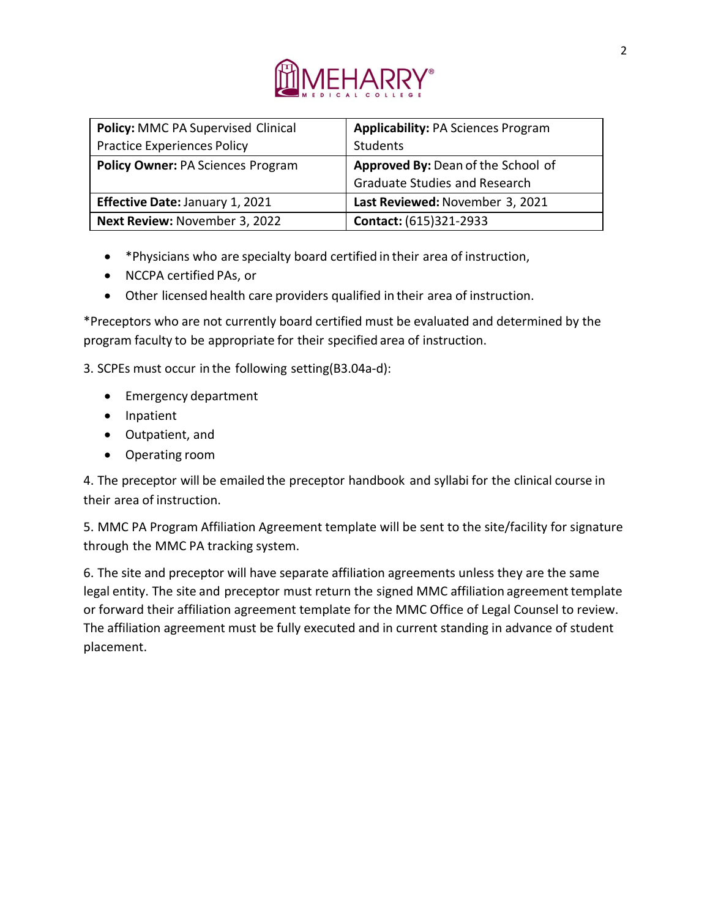| | |
|---|---|
| **Policy:** MMC PA Supervised Clinical Practice Experiences Policy | **Applicability:** PA Sciences Program Students |
| **Policy Owner:** PA Sciences Program | **Approved By:** Dean of the School of Graduate Studies and Research |
| **Effective Date:** January 1, 2021 | **Last Reviewed:** November 3, 2021 |
| **Next Review:** November 3, 2022 | **Contact:** (615)321-2933 |

- *Physicians who are specialty board certified in their area of instruction,
- NCCPA certified PAs, or
- Other licensed health care providers qualified in their area of instruction.

*Preceptors who are not currently board certified must be evaluated and determined by the program faculty to be appropriate for their specified area of instruction.

3. SCPEs must occur in the following setting(B3.04a-d):

- Emergency department
- Inpatient
- Outpatient, and
- Operating room

4. The preceptor will be emailed the preceptor handbook and syllabi for the clinical course in their area of instruction.

5. MMC PA Program Affiliation Agreement template will be sent to the site/facility for signature through the MMC PA tracking system.

6. The site and preceptor will have separate affiliation agreements unless they are the same legal entity. The site and preceptor must return the signed MMC affiliation agreement template or forward their affiliation agreement template for the MMC Office of Legal Counsel to review. The affiliation agreement must be fully executed and in current standing in advance of student placement.